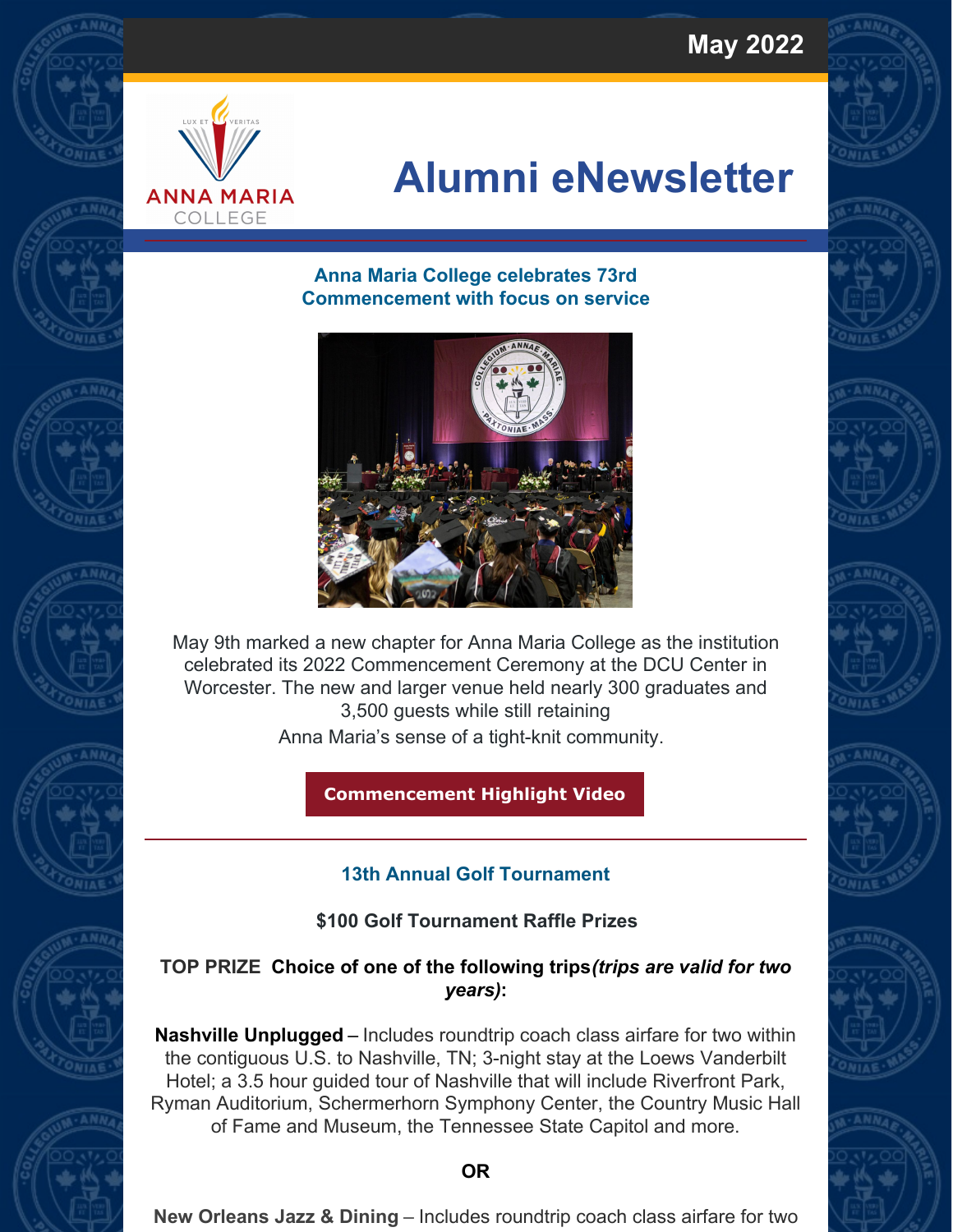May 2022

# Alumni eNewsletter

## Anna Maria College celebrates 73rd Commencement with focus on service

May 9th marked a new chapter for Anna Maria College as the institution celebrated its 2022 Commencement Ceremony at the DCU Center in Worcester. The new and larger venue held nearly 300 graduates and 3,500 guests while still retaining Anna Maria's sense of a tight-knit community.

**Commencement Highlight Video**

---

## 13th Annual Golf Tournament

**$100 Golf Tournament Raffle Prizes**

**TOP PRIZE Choice of one of the following trips*(trips are valid for two years)*:**

**Nashville Unplugged** – Includes roundtrip coach class airfare for two within the contiguous U.S. to Nashville, TN; 3-night stay at the Loews Vanderbilt Hotel; a 3.5 hour guided tour of Nashville that will include Riverfront Park, Ryman Auditorium, Schermerhorn Symphony Center, the Country Music Hall of Fame and Museum, the Tennessee State Capitol and more.

**OR**

**New Orleans Jazz & Dining** – Includes roundtrip coach class airfare for two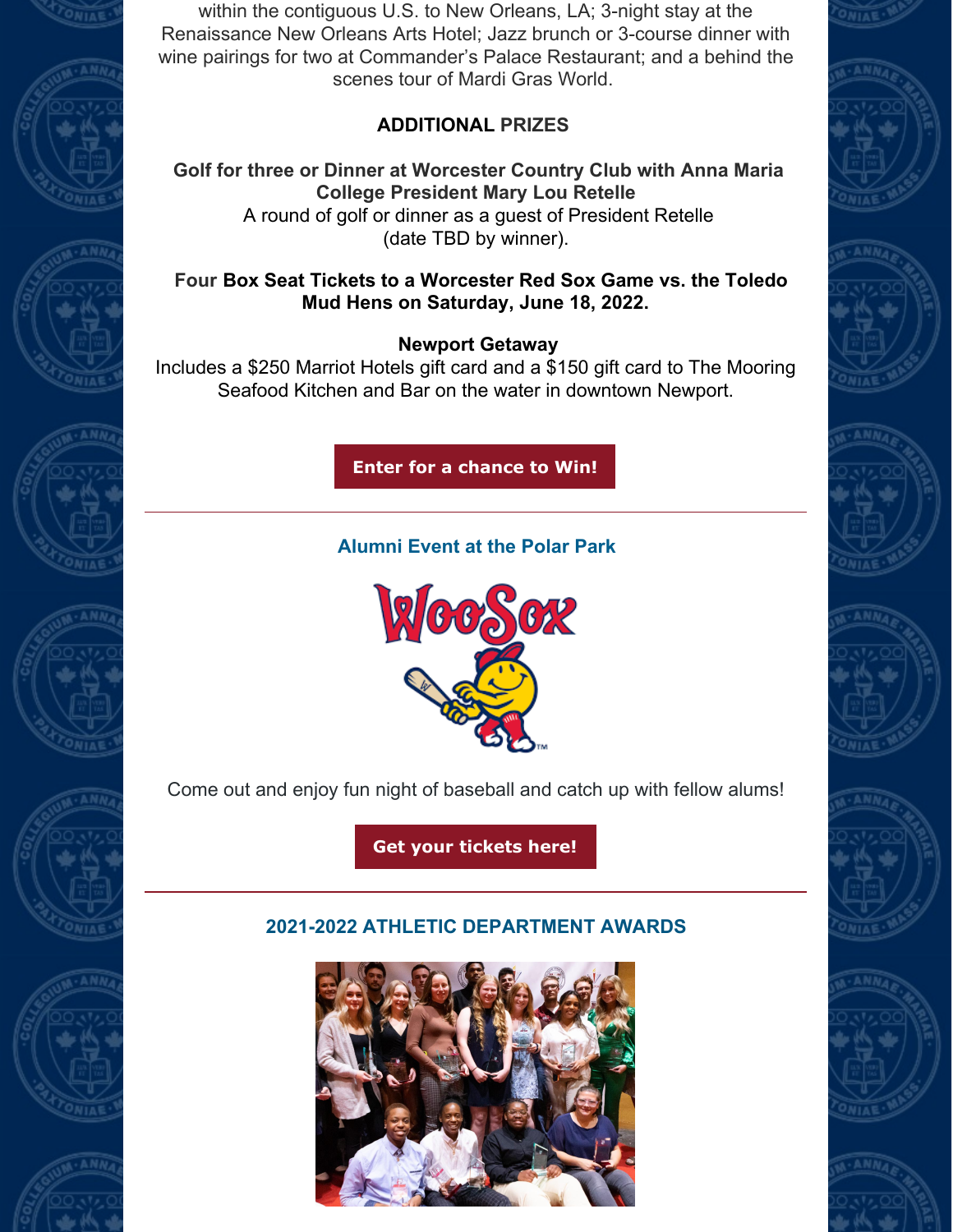within the contiguous U.S. to New Orleans, LA; 3-night stay at the Renaissance New Orleans Arts Hotel; Jazz brunch or 3-course dinner with wine pairings for two at Commander's Palace Restaurant; and a behind the scenes tour of Mardi Gras World.

**ADDITIONAL PRIZES**

**Golf for three or Dinner at Worcester Country Club with Anna Maria College President Mary Lou Retelle**
A round of golf or dinner as a guest of President Retelle (date TBD by winner).

**Four Box Seat Tickets to a Worcester Red Sox Game vs. the Toledo Mud Hens on Saturday, June 18, 2022.**

**Newport Getaway**
Includes a $250 Marriot Hotels gift card and a $150 gift card to The Mooring Seafood Kitchen and Bar on the water in downtown Newport.

**Enter for a chance to Win!**

---

## Alumni Event at the Polar Park

Come out and enjoy fun night of baseball and catch up with fellow alums!

**Get your tickets here!**

---

## 2021-2022 ATHLETIC DEPARTMENT AWARDS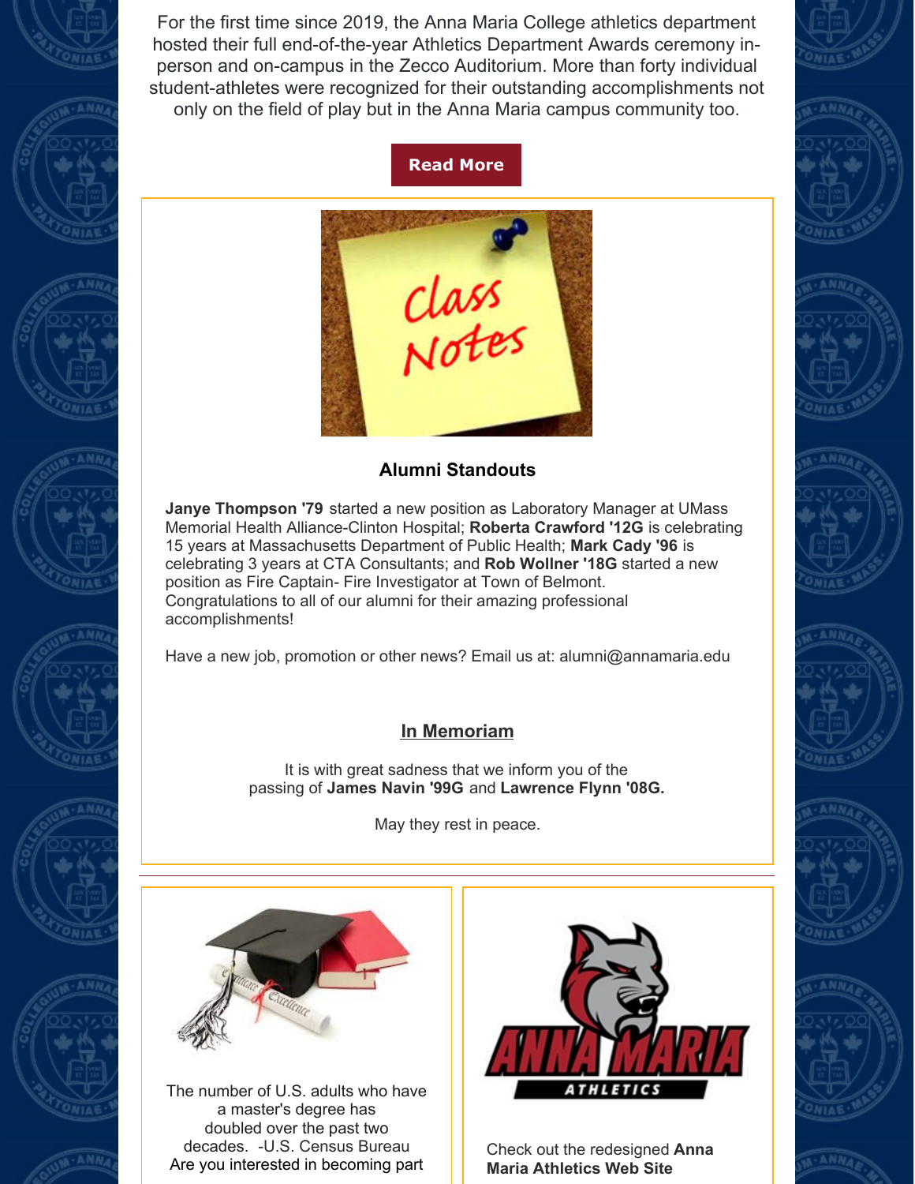For the first time since 2019, the Anna Maria College athletics department hosted their full end-of-the-year Athletics Department Awards ceremony in-person and on-campus in the Zecco Auditorium. More than forty individual student-athletes were recognized for their outstanding accomplishments not only on the field of play but in the Anna Maria campus community too.

**Read More**

### Alumni Standouts

**Janye Thompson '79** started a new position as Laboratory Manager at UMass Memorial Health Alliance-Clinton Hospital; **Roberta Crawford '12G** is celebrating 15 years at Massachusetts Department of Public Health; **Mark Cady '96** is celebrating 3 years at CTA Consultants; and **Rob Wollner '18G** started a new position as Fire Captain- Fire Investigator at Town of Belmont. Congratulations to all of our alumni for their amazing professional accomplishments!

Have a new job, promotion or other news? Email us at: alumni@annamaria.edu

### In Memoriam

It is with great sadness that we inform you of the passing of **James Navin '99G** and **Lawrence Flynn '08G.**

May they rest in peace.

---

The number of U.S. adults who have a master's degree has doubled over the past two decades. -U.S. Census Bureau Are you interested in becoming part

Check out the redesigned **Anna Maria Athletics Web Site**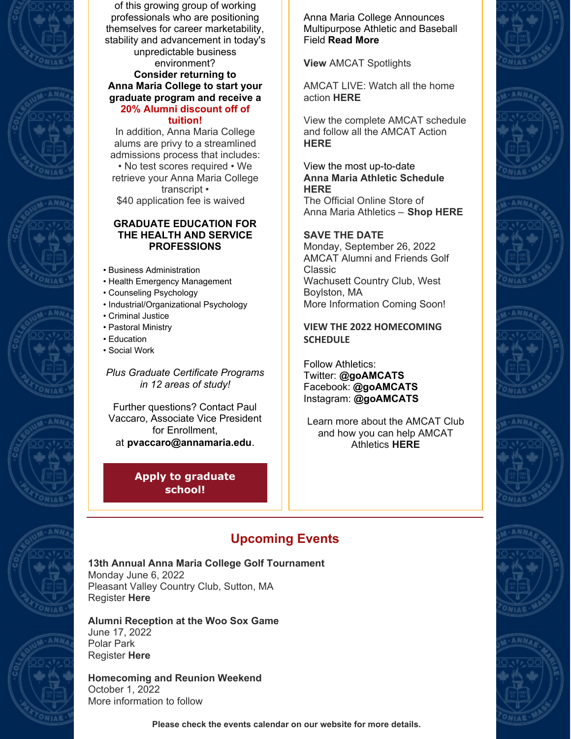of this growing group of working professionals who are positioning themselves for career marketability, stability and advancement in today's unpredictable business environment?

**Consider returning to Anna Maria College to start your graduate program and receive a 20% Alumni discount off of tuition!**

In addition, Anna Maria College alums are privy to a streamlined admissions process that includes:
• No test scores required • We retrieve your Anna Maria College transcript •
$40 application fee is waived

**GRADUATE EDUCATION FOR THE HEALTH AND SERVICE PROFESSIONS**

- Business Administration
- Health Emergency Management
- Counseling Psychology
- Industrial/Organizational Psychology
- Criminal Justice
- Pastoral Ministry
- Education
- Social Work

*Plus Graduate Certificate Programs in 12 areas of study!*

Further questions? Contact Paul Vaccaro, Associate Vice President for Enrollment, at **pvaccaro@annamaria.edu**.

**Apply to graduate school!**

Anna Maria College Announces Multipurpose Athletic and Baseball Field **Read More**

**View** AMCAT Spotlights

AMCAT LIVE: Watch all the home action **HERE**

View the complete AMCAT schedule and follow all the AMCAT Action **HERE**

View the most up-to-date **Anna Maria Athletic Schedule HERE**
The Official Online Store of Anna Maria Athletics – **Shop HERE**

**SAVE THE DATE**
Monday, September 26, 2022
AMCAT Alumni and Friends Golf Classic
Wachusett Country Club, West Boylston, MA
More Information Coming Soon!

**VIEW THE 2022 HOMECOMING SCHEDULE**

Follow Athletics:
Twitter: **@goAMCATS**
Facebook: **@goAMCATS**
Instagram: **@goAMCATS**

Learn more about the AMCAT Club and how you can help AMCAT Athletics **HERE**

## Upcoming Events

**13th Annual Anna Maria College Golf Tournament**
Monday June 6, 2022
Pleasant Valley Country Club, Sutton, MA
Register **Here**

**Alumni Reception at the Woo Sox Game**
June 17, 2022
Polar Park
Register **Here**

**Homecoming and Reunion Weekend**
October 1, 2022
More information to follow

**Please check the events calendar on our website for more details.**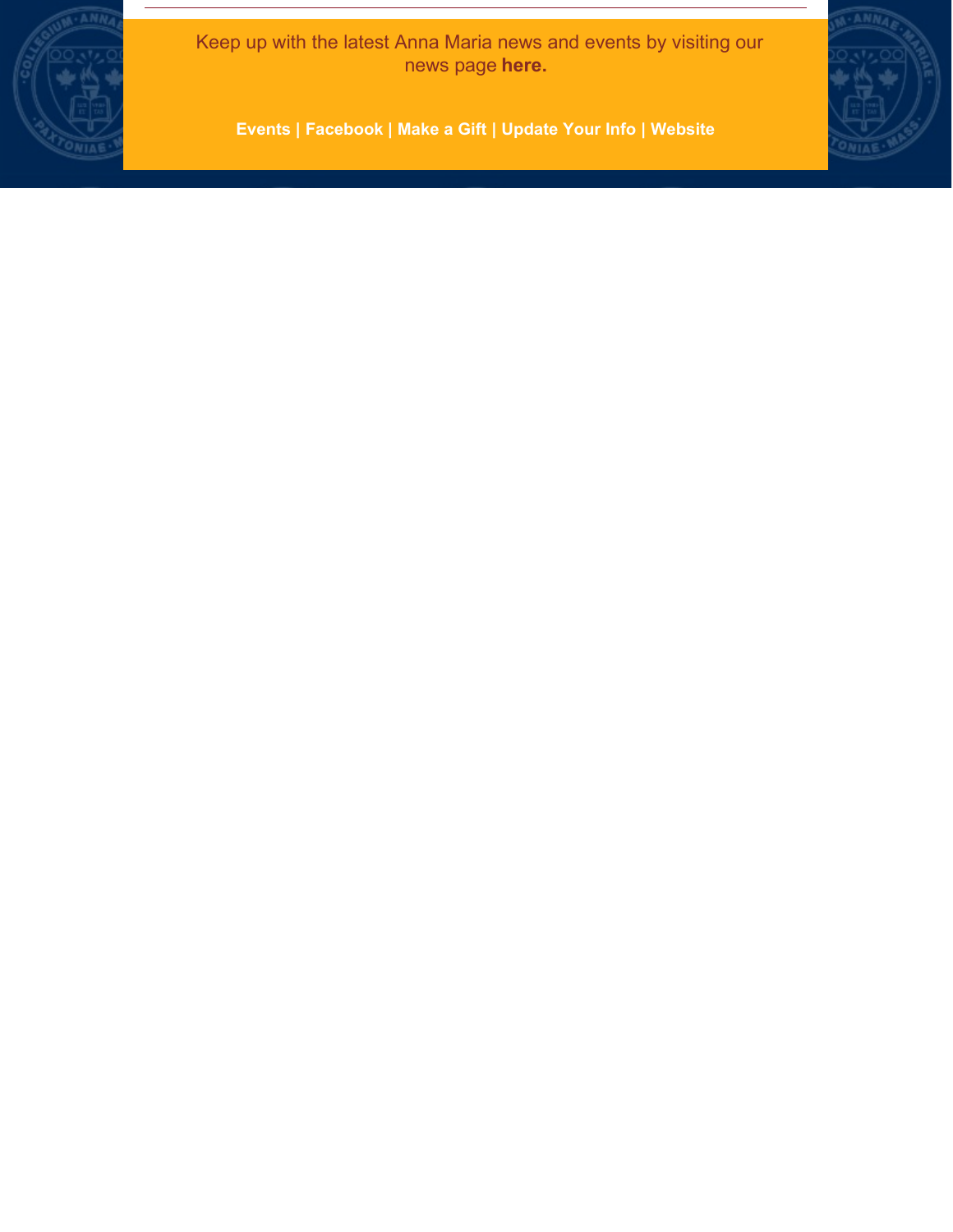---

Keep up with the latest Anna Maria news and events by visiting our news page **here.**

**Events | Facebook | Make a Gift | Update Your Info | Website**